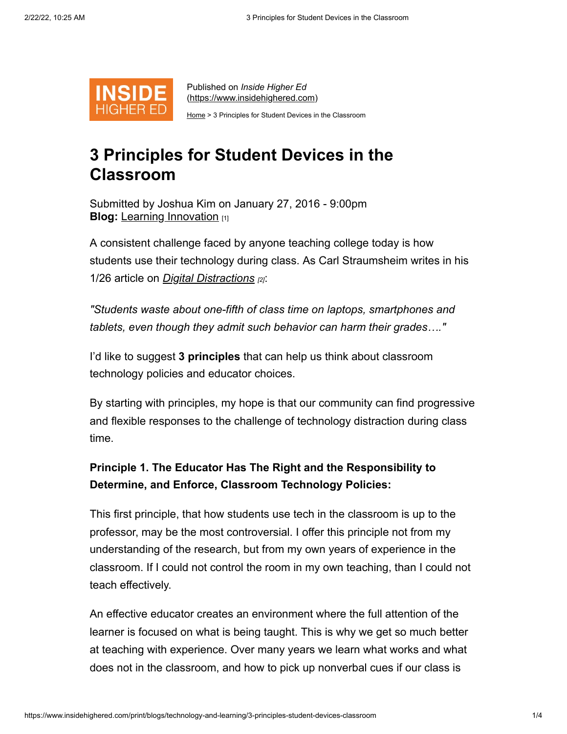Published on *Inside Higher Ed* (https://www.insidehighered.com)

Home > 3 Principles for Student Devices in the Classroom

# 3 Principles for Student Devices in the Classroom

Submitted by Joshua Kim on January 27, 2016 - 9:00pm
**Blog:** Learning Innovation [1]

A consistent challenge faced by anyone teaching college today is how students use their technology during class. As Carl Straumsheim writes in his 1/26 article on *Digital Distractions* [2]:

*"Students waste about one-fifth of class time on laptops, smartphones and tablets, even though they admit such behavior can harm their grades…."*

I'd like to suggest **3 principles** that can help us think about classroom technology policies and educator choices.

By starting with principles, my hope is that our community can find progressive and flexible responses to the challenge of technology distraction during class time.

**Principle 1. The Educator Has The Right and the Responsibility to Determine, and Enforce, Classroom Technology Policies:**

This first principle, that how students use tech in the classroom is up to the professor, may be the most controversial. I offer this principle not from my understanding of the research, but from my own years of experience in the classroom. If I could not control the room in my own teaching, than I could not teach effectively.

An effective educator creates an environment where the full attention of the learner is focused on what is being taught. This is why we get so much better at teaching with experience. Over many years we learn what works and what does not in the classroom, and how to pick up nonverbal cues if our class is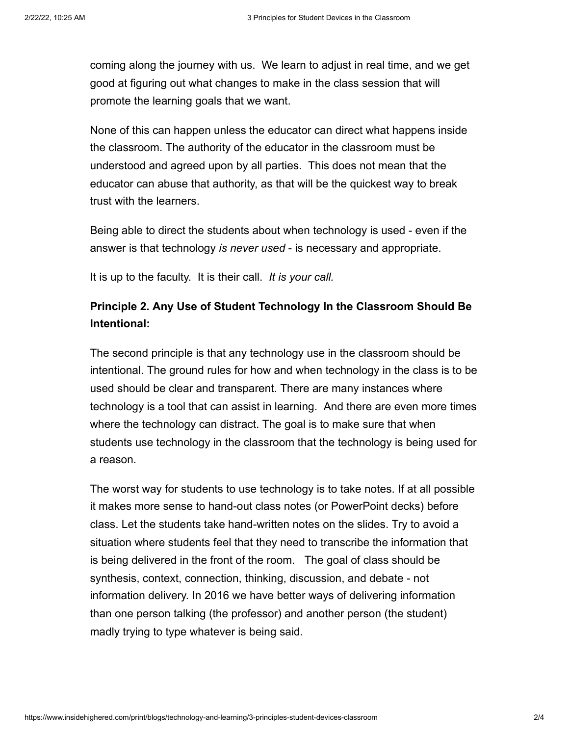coming along the journey with us.  We learn to adjust in real time, and we get good at figuring out what changes to make in the class session that will promote the learning goals that we want.

None of this can happen unless the educator can direct what happens inside the classroom. The authority of the educator in the classroom must be understood and agreed upon by all parties.  This does not mean that the educator can abuse that authority, as that will be the quickest way to break trust with the learners.

Being able to direct the students about when technology is used - even if the answer is that technology *is never used* - is necessary and appropriate.

It is up to the faculty.  It is their call.  *It is your call.*

**Principle 2. Any Use of Student Technology In the Classroom Should Be Intentional:**

The second principle is that any technology use in the classroom should be intentional. The ground rules for how and when technology in the class is to be used should be clear and transparent. There are many instances where technology is a tool that can assist in learning.  And there are even more times where the technology can distract. The goal is to make sure that when students use technology in the classroom that the technology is being used for a reason.

The worst way for students to use technology is to take notes. If at all possible it makes more sense to hand-out class notes (or PowerPoint decks) before class. Let the students take hand-written notes on the slides. Try to avoid a situation where students feel that they need to transcribe the information that is being delivered in the front of the room.   The goal of class should be synthesis, context, connection, thinking, discussion, and debate - not information delivery. In 2016 we have better ways of delivering information than one person talking (the professor) and another person (the student) madly trying to type whatever is being said.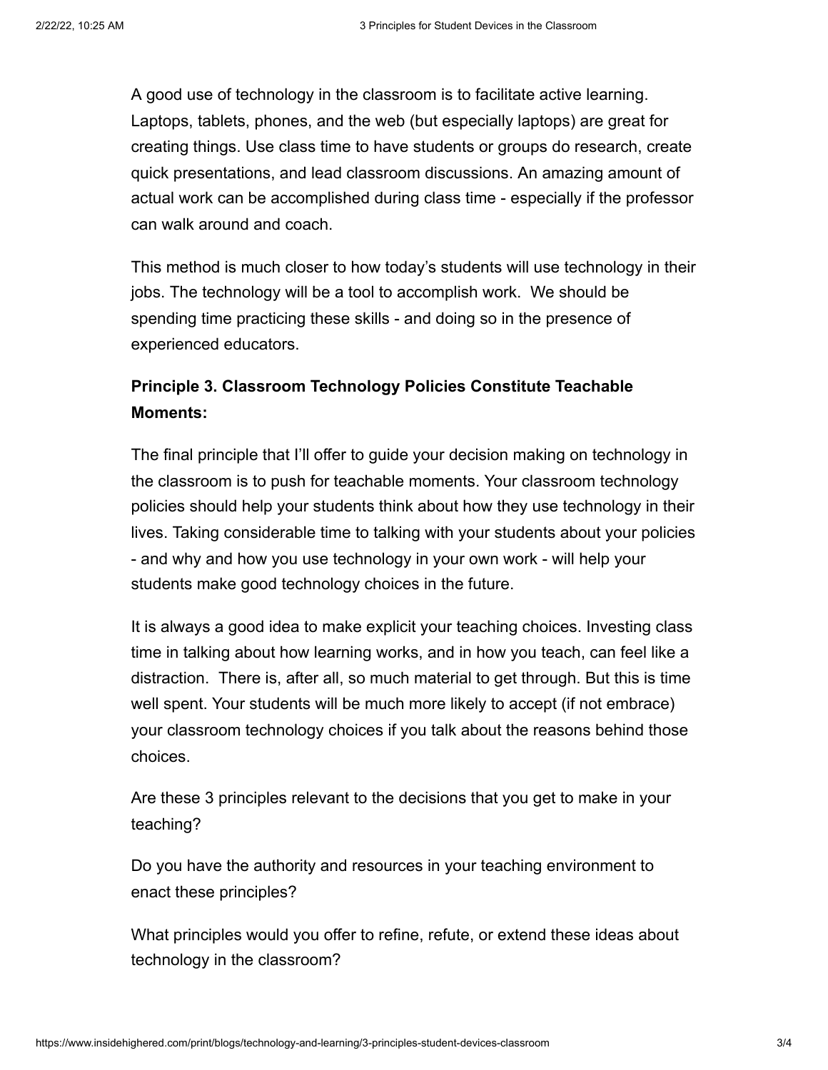A good use of technology in the classroom is to facilitate active learning. Laptops, tablets, phones, and the web (but especially laptops) are great for creating things. Use class time to have students or groups do research, create quick presentations, and lead classroom discussions. An amazing amount of actual work can be accomplished during class time - especially if the professor can walk around and coach.

This method is much closer to how today's students will use technology in their jobs. The technology will be a tool to accomplish work. We should be spending time practicing these skills - and doing so in the presence of experienced educators.

**Principle 3. Classroom Technology Policies Constitute Teachable Moments:**

The final principle that I'll offer to guide your decision making on technology in the classroom is to push for teachable moments. Your classroom technology policies should help your students think about how they use technology in their lives. Taking considerable time to talking with your students about your policies - and why and how you use technology in your own work - will help your students make good technology choices in the future.

It is always a good idea to make explicit your teaching choices. Investing class time in talking about how learning works, and in how you teach, can feel like a distraction. There is, after all, so much material to get through. But this is time well spent. Your students will be much more likely to accept (if not embrace) your classroom technology choices if you talk about the reasons behind those choices.

Are these 3 principles relevant to the decisions that you get to make in your teaching?

Do you have the authority and resources in your teaching environment to enact these principles?

What principles would you offer to refine, refute, or extend these ideas about technology in the classroom?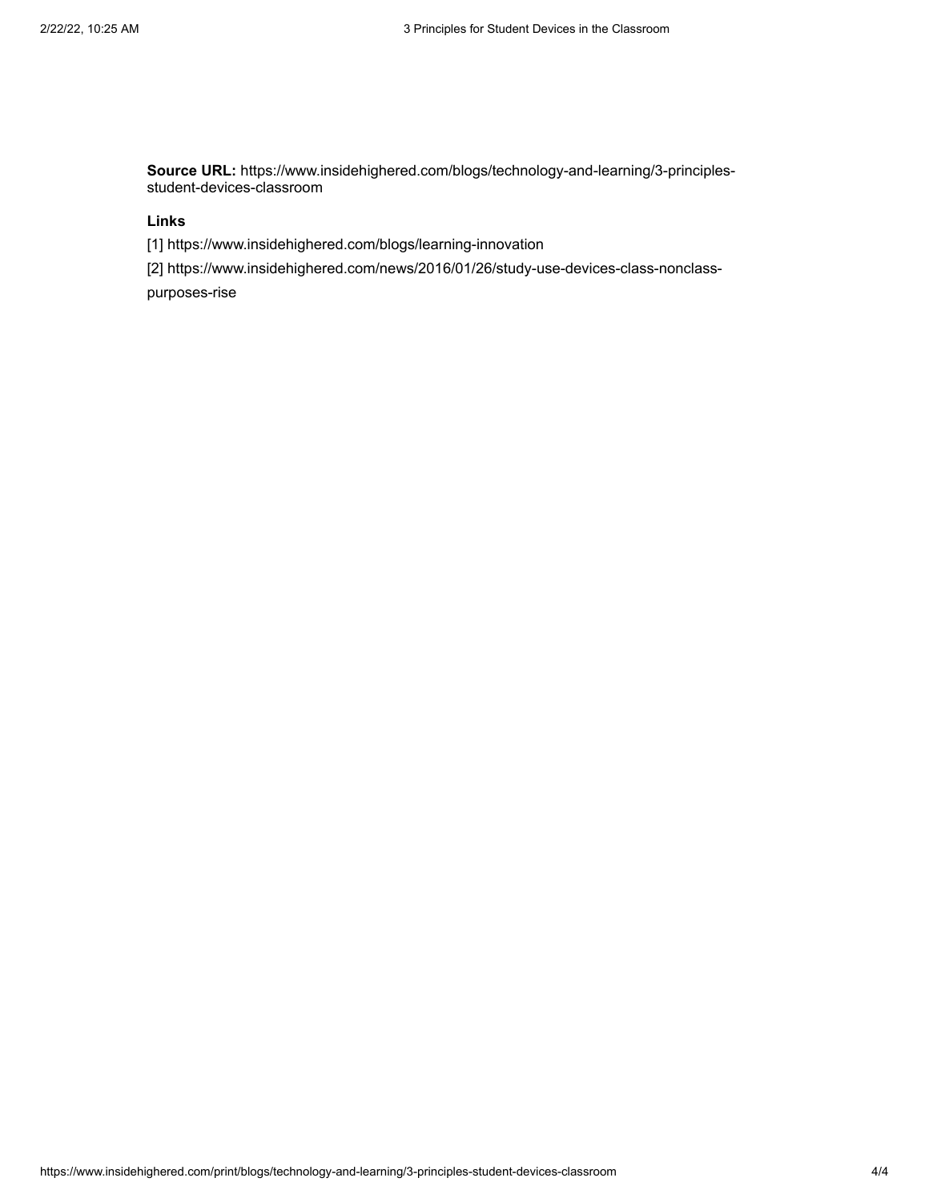**Source URL:** https://www.insidehighered.com/blogs/technology-and-learning/3-principles-student-devices-classroom

**Links**

[1] https://www.insidehighered.com/blogs/learning-innovation

[2] https://www.insidehighered.com/news/2016/01/26/study-use-devices-class-nonclass-purposes-rise